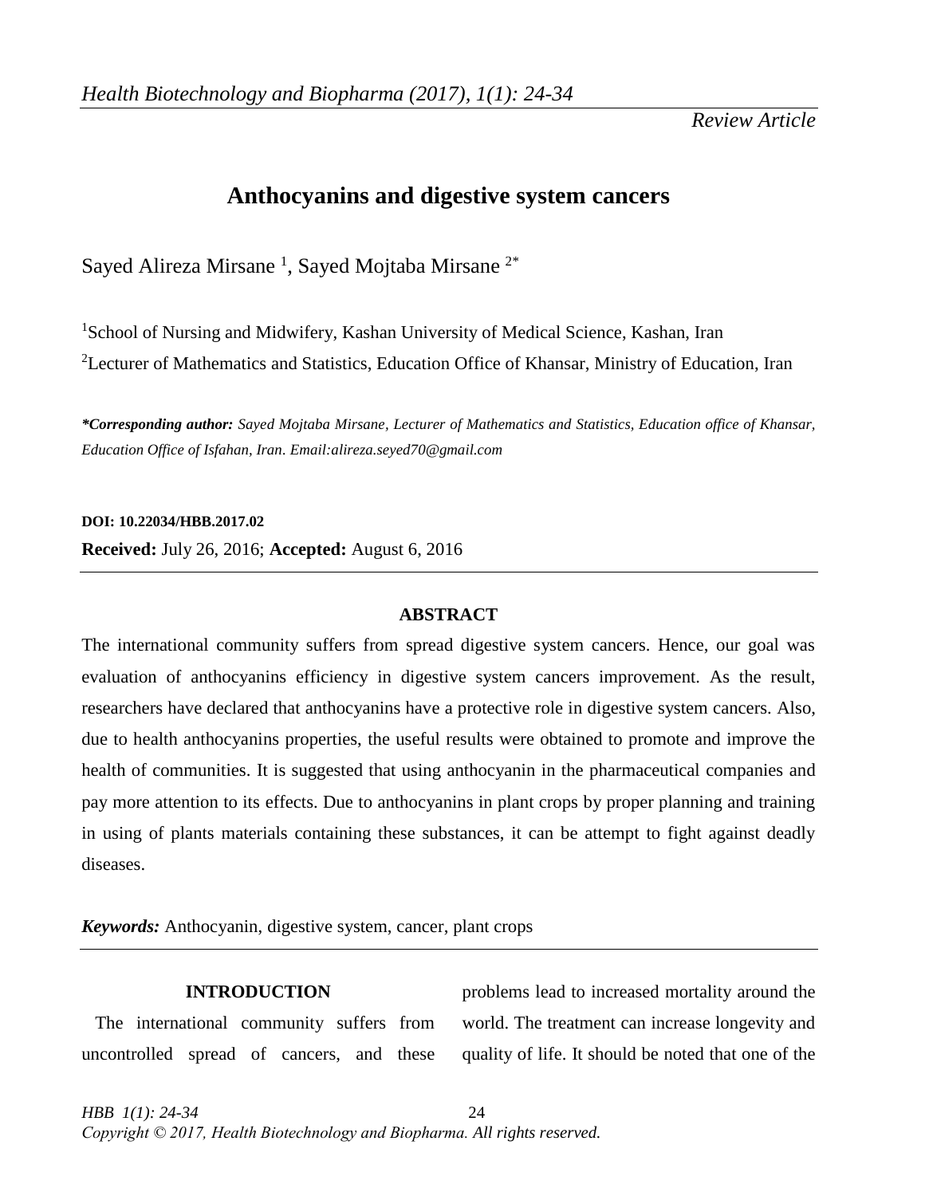*Review Article*

# Anthocyanins and digestive system cancers

Sayed Alireza Mirsane [1], Sayed Mojtaba Mirsane [2*]

[1]School of Nursing and Midwifery, Kashan University of Medical Science, Kashan, Iran

[2]Lecturer of Mathematics and Statistics, Education Office of Khansar, Ministry of Education, Iran

***Corresponding author:** *Sayed Mojtaba Mirsane, Lecturer of Mathematics and Statistics, Education office of Khansar, Education Office of Isfahan, Iran. Email:alireza.seyed70@gmail.com*

**DOI: 10.22034/HBB.2017.02**

**Received:** July 26, 2016; **Accepted:** August 6, 2016

## ABSTRACT

The international community suffers from spread digestive system cancers. Hence, our goal was evaluation of anthocyanins efficiency in digestive system cancers improvement. As the result, researchers have declared that anthocyanins have a protective role in digestive system cancers. Also, due to health anthocyanins properties, the useful results were obtained to promote and improve the health of communities. It is suggested that using anthocyanin in the pharmaceutical companies and pay more attention to its effects. Due to anthocyanins in plant crops by proper planning and training in using of plants materials containing these substances, it can be attempt to fight against deadly diseases.

***Keywords:*** Anthocyanin, digestive system, cancer, plant crops

## INTRODUCTION

The international community suffers from uncontrolled spread of cancers, and these problems lead to increased mortality around the world. The treatment can increase longevity and quality of life. It should be noted that one of the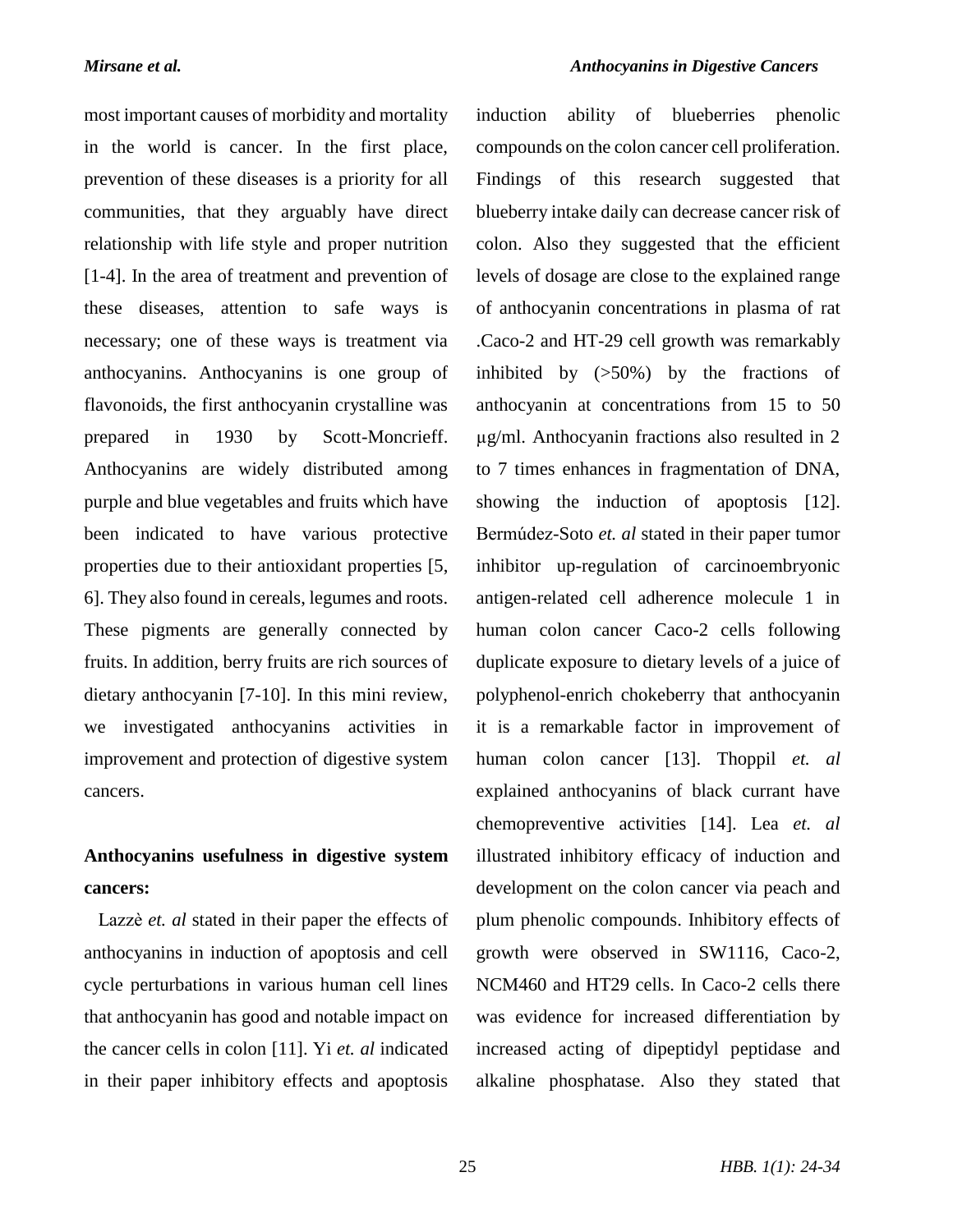most important causes of morbidity and mortality in the world is cancer. In the first place, prevention of these diseases is a priority for all communities, that they arguably have direct relationship with life style and proper nutrition [1-4]. In the area of treatment and prevention of these diseases, attention to safe ways is necessary; one of these ways is treatment via anthocyanins. Anthocyanins is one group of flavonoids, the first anthocyanin crystalline was prepared in 1930 by Scott-Moncrieff. Anthocyanins are widely distributed among purple and blue vegetables and fruits which have been indicated to have various protective properties due to their antioxidant properties [5, 6]. They also found in cereals, legumes and roots. These pigments are generally connected by fruits. In addition, berry fruits are rich sources of dietary anthocyanin [7-10]. In this mini review, we investigated anthocyanins activities in improvement and protection of digestive system cancers.

## Anthocyanins usefulness in digestive system cancers:

Lazzè *et. al* stated in their paper the effects of anthocyanins in induction of apoptosis and cell cycle perturbations in various human cell lines that anthocyanin has good and notable impact on the cancer cells in colon [11]. Yi *et. al* indicated in their paper inhibitory effects and apoptosis induction ability of blueberries phenolic compounds on the colon cancer cell proliferation. Findings of this research suggested that blueberry intake daily can decrease cancer risk of colon. Also they suggested that the efficient levels of dosage are close to the explained range of anthocyanin concentrations in plasma of rat .Caco-2 and HT-29 cell growth was remarkably inhibited by (>50%) by the fractions of anthocyanin at concentrations from 15 to 50 μg/ml. Anthocyanin fractions also resulted in 2 to 7 times enhances in fragmentation of DNA, showing the induction of apoptosis [12]. Bermúdez-Soto *et. al* stated in their paper tumor inhibitor up-regulation of carcinoembryonic antigen-related cell adherence molecule 1 in human colon cancer Caco-2 cells following duplicate exposure to dietary levels of a juice of polyphenol-enrich chokeberry that anthocyanin it is a remarkable factor in improvement of human colon cancer [13]. Thoppil *et. al* explained anthocyanins of black currant have chemopreventive activities [14]. Lea *et. al* illustrated inhibitory efficacy of induction and development on the colon cancer via peach and plum phenolic compounds. Inhibitory effects of growth were observed in SW1116, Caco-2, NCM460 and HT29 cells. In Caco-2 cells there was evidence for increased differentiation by increased acting of dipeptidyl peptidase and alkaline phosphatase. Also they stated that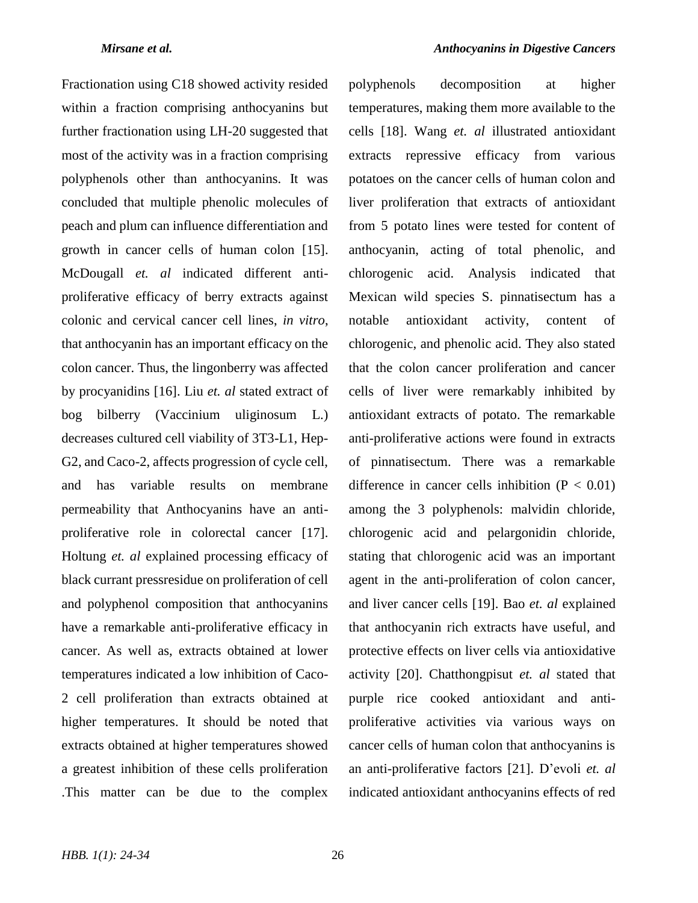Fractionation using C18 showed activity resided within a fraction comprising anthocyanins but further fractionation using LH-20 suggested that most of the activity was in a fraction comprising polyphenols other than anthocyanins. It was concluded that multiple phenolic molecules of peach and plum can influence differentiation and growth in cancer cells of human colon [15]. McDougall *et. al* indicated different anti-proliferative efficacy of berry extracts against colonic and cervical cancer cell lines, *in vitro*, that anthocyanin has an important efficacy on the colon cancer. Thus, the lingonberry was affected by procyanidins [16]. Liu *et. al* stated extract of bog bilberry (Vaccinium uliginosum L.) decreases cultured cell viability of 3T3-L1, Hep-G2, and Caco-2, affects progression of cycle cell, and has variable results on membrane permeability that Anthocyanins have an anti-proliferative role in colorectal cancer [17]. Holtung *et. al* explained processing efficacy of black currant pressresidue on proliferation of cell and polyphenol composition that anthocyanins have a remarkable anti-proliferative efficacy in cancer. As well as, extracts obtained at lower temperatures indicated a low inhibition of Caco-2 cell proliferation than extracts obtained at higher temperatures. It should be noted that extracts obtained at higher temperatures showed a greatest inhibition of these cells proliferation .This matter can be due to the complex polyphenols decomposition at higher temperatures, making them more available to the cells [18]. Wang *et. al* illustrated antioxidant extracts repressive efficacy from various potatoes on the cancer cells of human colon and liver proliferation that extracts of antioxidant from 5 potato lines were tested for content of anthocyanin, acting of total phenolic, and chlorogenic acid. Analysis indicated that Mexican wild species S. pinnatisectum has a notable antioxidant activity, content of chlorogenic, and phenolic acid. They also stated that the colon cancer proliferation and cancer cells of liver were remarkably inhibited by antioxidant extracts of potato. The remarkable anti-proliferative actions were found in extracts of pinnatisectum. There was a remarkable difference in cancer cells inhibition ($P < 0.01$) among the 3 polyphenols: malvidin chloride, chlorogenic acid and pelargonidin chloride, stating that chlorogenic acid was an important agent in the anti-proliferation of colon cancer, and liver cancer cells [19]. Bao *et. al* explained that anthocyanin rich extracts have useful, and protective effects on liver cells via antioxidative activity [20]. Chatthongpisut *et. al* stated that purple rice cooked antioxidant and anti-proliferative activities via various ways on cancer cells of human colon that anthocyanins is an anti-proliferative factors [21]. D'evoli *et. al* indicated antioxidant anthocyanins effects of red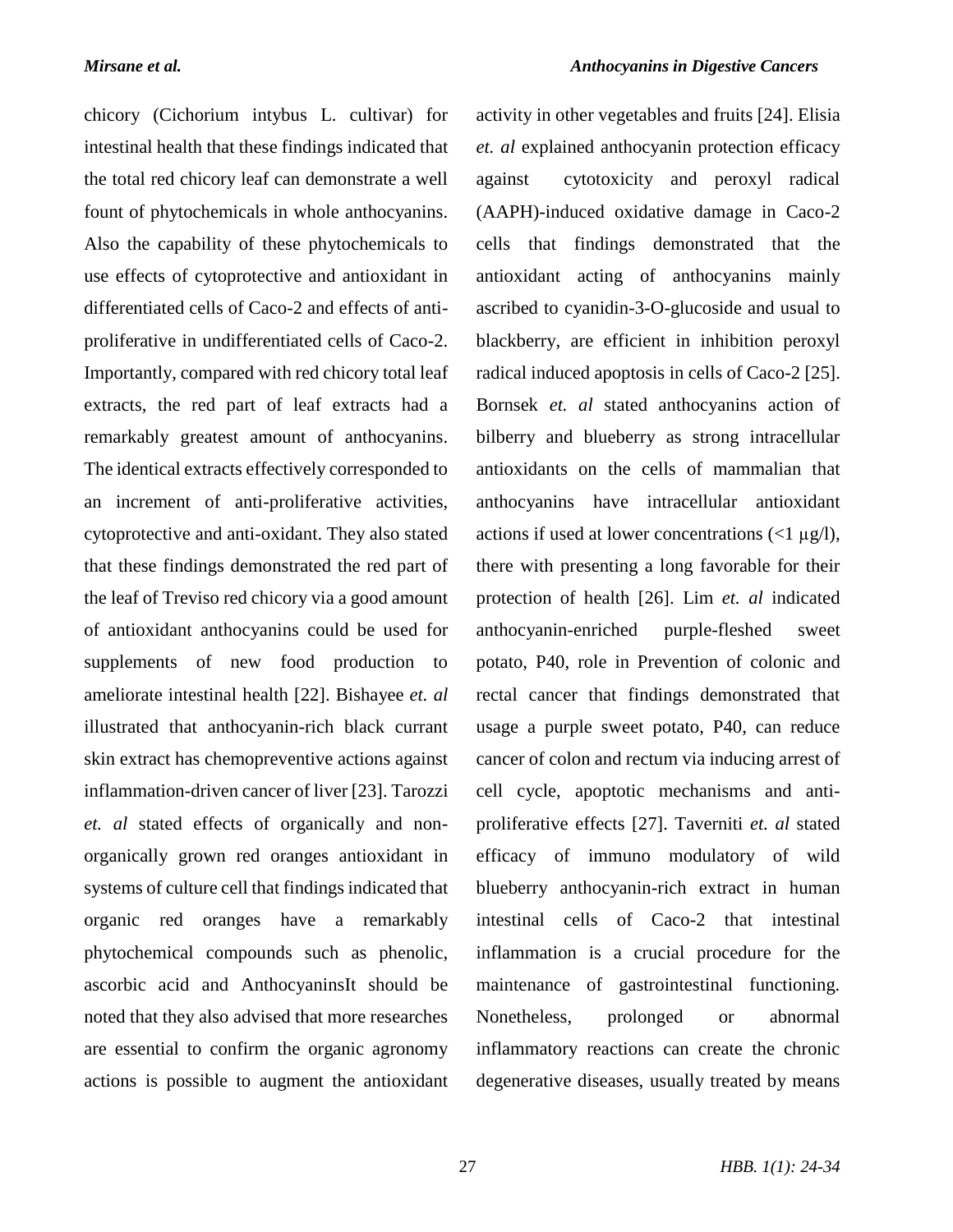chicory (Cichorium intybus L. cultivar) for intestinal health that these findings indicated that the total red chicory leaf can demonstrate a well fount of phytochemicals in whole anthocyanins. Also the capability of these phytochemicals to use effects of cytoprotective and antioxidant in differentiated cells of Caco-2 and effects of anti-proliferative in undifferentiated cells of Caco-2. Importantly, compared with red chicory total leaf extracts, the red part of leaf extracts had a remarkably greatest amount of anthocyanins. The identical extracts effectively corresponded to an increment of anti-proliferative activities, cytoprotective and anti-oxidant. They also stated that these findings demonstrated the red part of the leaf of Treviso red chicory via a good amount of antioxidant anthocyanins could be used for supplements of new food production to ameliorate intestinal health [22]. Bishayee *et. al* illustrated that anthocyanin-rich black currant skin extract has chemopreventive actions against inflammation-driven cancer of liver [23]. Tarozzi *et. al* stated effects of organically and non-organically grown red oranges antioxidant in systems of culture cell that findings indicated that organic red oranges have a remarkably phytochemical compounds such as phenolic, ascorbic acid and AnthocyaninsIt should be noted that they also advised that more researches are essential to confirm the organic agronomy actions is possible to augment the antioxidant activity in other vegetables and fruits [24]. Elisia *et. al* explained anthocyanin protection efficacy against cytotoxicity and peroxyl radical (AAPH)-induced oxidative damage in Caco-2 cells that findings demonstrated that the antioxidant acting of anthocyanins mainly ascribed to cyanidin-3-O-glucoside and usual to blackberry, are efficient in inhibition peroxyl radical induced apoptosis in cells of Caco-2 [25]. Bornsek *et. al* stated anthocyanins action of bilberry and blueberry as strong intracellular antioxidants on the cells of mammalian that anthocyanins have intracellular antioxidant actions if used at lower concentrations ($<1$ μg/l), there with presenting a long favorable for their protection of health [26]. Lim *et. al* indicated anthocyanin-enriched purple-fleshed sweet potato, P40, role in Prevention of colonic and rectal cancer that findings demonstrated that usage a purple sweet potato, P40, can reduce cancer of colon and rectum via inducing arrest of cell cycle, apoptotic mechanisms and anti-proliferative effects [27]. Taverniti *et. al* stated efficacy of immuno modulatory of wild blueberry anthocyanin-rich extract in human intestinal cells of Caco-2 that intestinal inflammation is a crucial procedure for the maintenance of gastrointestinal functioning. Nonetheless, prolonged or abnormal inflammatory reactions can create the chronic degenerative diseases, usually treated by means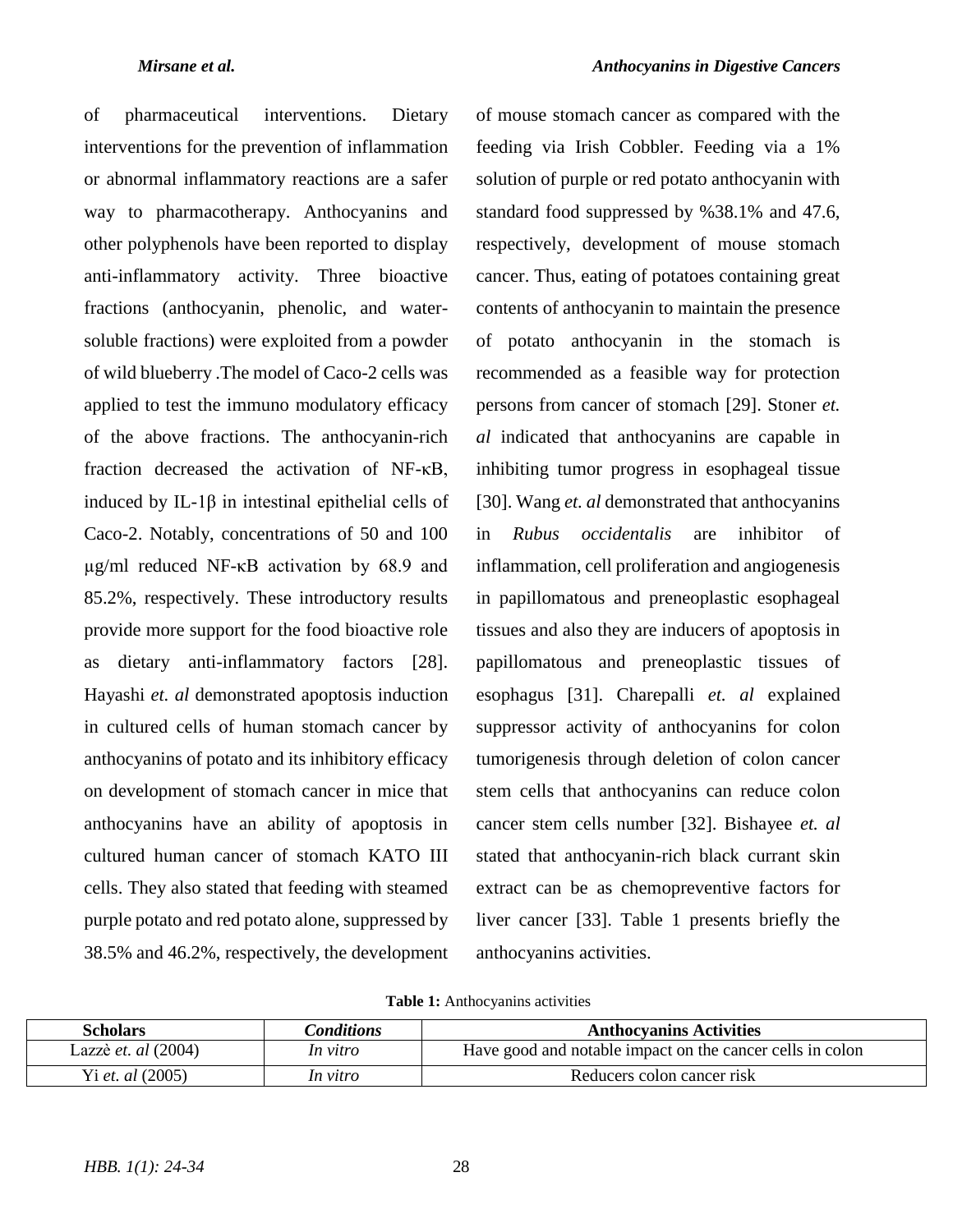of pharmaceutical interventions. Dietary interventions for the prevention of inflammation or abnormal inflammatory reactions are a safer way to pharmacotherapy. Anthocyanins and other polyphenols have been reported to display anti-inflammatory activity. Three bioactive fractions (anthocyanin, phenolic, and water-soluble fractions) were exploited from a powder of wild blueberry .The model of Caco-2 cells was applied to test the immuno modulatory efficacy of the above fractions. The anthocyanin-rich fraction decreased the activation of NF-κB, induced by IL-1β in intestinal epithelial cells of Caco-2. Notably, concentrations of 50 and 100 μg/ml reduced NF-κB activation by 68.9 and 85.2%, respectively. These introductory results provide more support for the food bioactive role as dietary anti-inflammatory factors [28]. Hayashi *et. al* demonstrated apoptosis induction in cultured cells of human stomach cancer by anthocyanins of potato and its inhibitory efficacy on development of stomach cancer in mice that anthocyanins have an ability of apoptosis in cultured human cancer of stomach KATO III cells. They also stated that feeding with steamed purple potato and red potato alone, suppressed by 38.5% and 46.2%, respectively, the development of mouse stomach cancer as compared with the feeding via Irish Cobbler. Feeding via a 1% solution of purple or red potato anthocyanin with standard food suppressed by %38.1% and 47.6, respectively, development of mouse stomach cancer. Thus, eating of potatoes containing great contents of anthocyanin to maintain the presence of potato anthocyanin in the stomach is recommended as a feasible way for protection persons from cancer of stomach [29]. Stoner *et. al* indicated that anthocyanins are capable in inhibiting tumor progress in esophageal tissue [30]. Wang *et. al* demonstrated that anthocyanins in *Rubus occidentalis* are inhibitor of inflammation, cell proliferation and angiogenesis in papillomatous and preneoplastic esophageal tissues and also they are inducers of apoptosis in papillomatous and preneoplastic tissues of esophagus [31]. Charepalli *et. al* explained suppressor activity of anthocyanins for colon tumorigenesis through deletion of colon cancer stem cells that anthocyanins can reduce colon cancer stem cells number [32]. Bishayee *et. al* stated that anthocyanin-rich black currant skin extract can be as chemopreventive factors for liver cancer [33]. Table 1 presents briefly the anthocyanins activities.

**Table 1:** Anthocyanins activities

| **Scholars** | ***Conditions*** | **Anthocyanins Activities** |
|---|---|---|
| Lazzè *et. al* (2004) | *In vitro* | Have good and notable impact on the cancer cells in colon |
| Yi *et. al* (2005) | *In vitro* | Reducers colon cancer risk |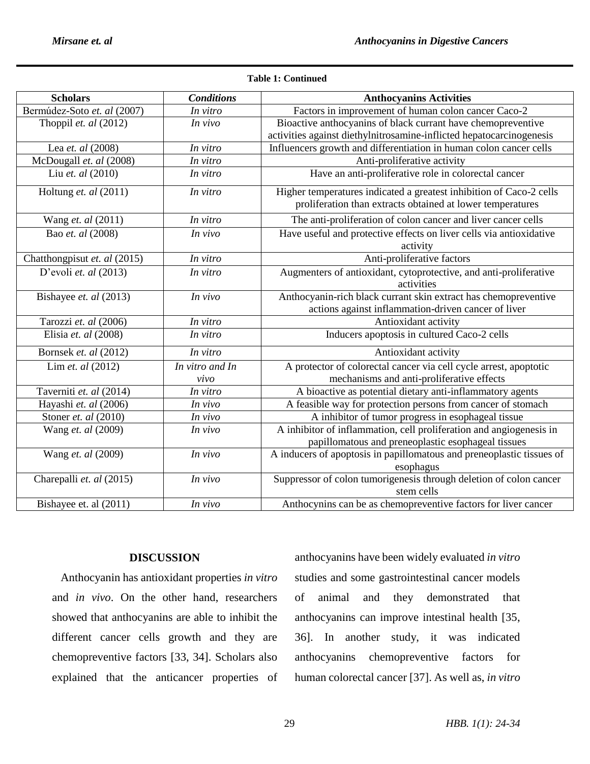**Table 1: Continued**

| Scholars | *Conditions* | Anthocyanins Activities |
|---|---|---|
| Bermúdez-Soto *et. al* (2007) | *In vitro* | Factors in improvement of human colon cancer Caco-2 |
| Thoppil *et. al* (2012) | *In vivo* | Bioactive anthocyanins of black currant have chemopreventive activities against diethylnitrosamine-inflicted hepatocarcinogenesis |
| Lea *et. al* (2008) | *In vitro* | Influencers growth and differentiation in human colon cancer cells |
| McDougall *et. al* (2008) | *In vitro* | Anti-proliferative activity |
| Liu *et. al* (2010) | *In vitro* | Have an anti-proliferative role in colorectal cancer |
| Holtung *et. al* (2011) | *In vitro* | Higher temperatures indicated a greatest inhibition of Caco-2 cells proliferation than extracts obtained at lower temperatures |
| Wang *et. al* (2011) | *In vitro* | The anti-proliferation of colon cancer and liver cancer cells |
| Bao *et. al* (2008) | *In vivo* | Have useful and protective effects on liver cells via antioxidative activity |
| Chatthongpisut *et. al* (2015) | *In vitro* | Anti-proliferative factors |
| D'evoli *et. al* (2013) | *In vitro* | Augmenters of antioxidant, cytoprotective, and anti-proliferative activities |
| Bishayee *et. al* (2013) | *In vivo* | Anthocyanin-rich black currant skin extract has chemopreventive actions against inflammation-driven cancer of liver |
| Tarozzi *et. al* (2006) | *In vitro* | Antioxidant activity |
| Elisia *et. al* (2008) | *In vitro* | Inducers apoptosis in cultured Caco-2 cells |
| Bornsek *et. al* (2012) | *In vitro* | Antioxidant activity |
| Lim *et. al* (2012) | *In vitro and In vivo* | A protector of colorectal cancer via cell cycle arrest, apoptotic mechanisms and anti-proliferative effects |
| Taverniti *et. al* (2014) | *In vitro* | A bioactive as potential dietary anti-inflammatory agents |
| Hayashi *et. al* (2006) | *In vivo* | A feasible way for protection persons from cancer of stomach |
| Stoner *et. al* (2010) | *In vivo* | A inhibitor of tumor progress in esophageal tissue |
| Wang *et. al* (2009) | *In vivo* | A inhibitor of inflammation, cell proliferation and angiogenesis in papillomatous and preneoplastic esophageal tissues |
| Wang *et. al* (2009) | *In vivo* | A inducers of apoptosis in papillomatous and preneoplastic tissues of esophagus |
| Charepalli *et. al* (2015) | *In vivo* | Suppressor of colon tumorigenesis through deletion of colon cancer stem cells |
| Bishayee et. al (2011) | *In vivo* | Anthocynins can be as chemopreventive factors for liver cancer |

## DISCUSSION

Anthocyanin has antioxidant properties *in vitro* and *in vivo*. On the other hand, researchers showed that anthocyanins are able to inhibit the different cancer cells growth and they are chemopreventive factors [33, 34]. Scholars also explained that the anticancer properties of anthocyanins have been widely evaluated *in vitro* studies and some gastrointestinal cancer models of animal and they demonstrated that anthocyanins can improve intestinal health [35, 36]. In another study, it was indicated anthocyanins chemopreventive factors for human colorectal cancer [37]. As well as, *in vitro*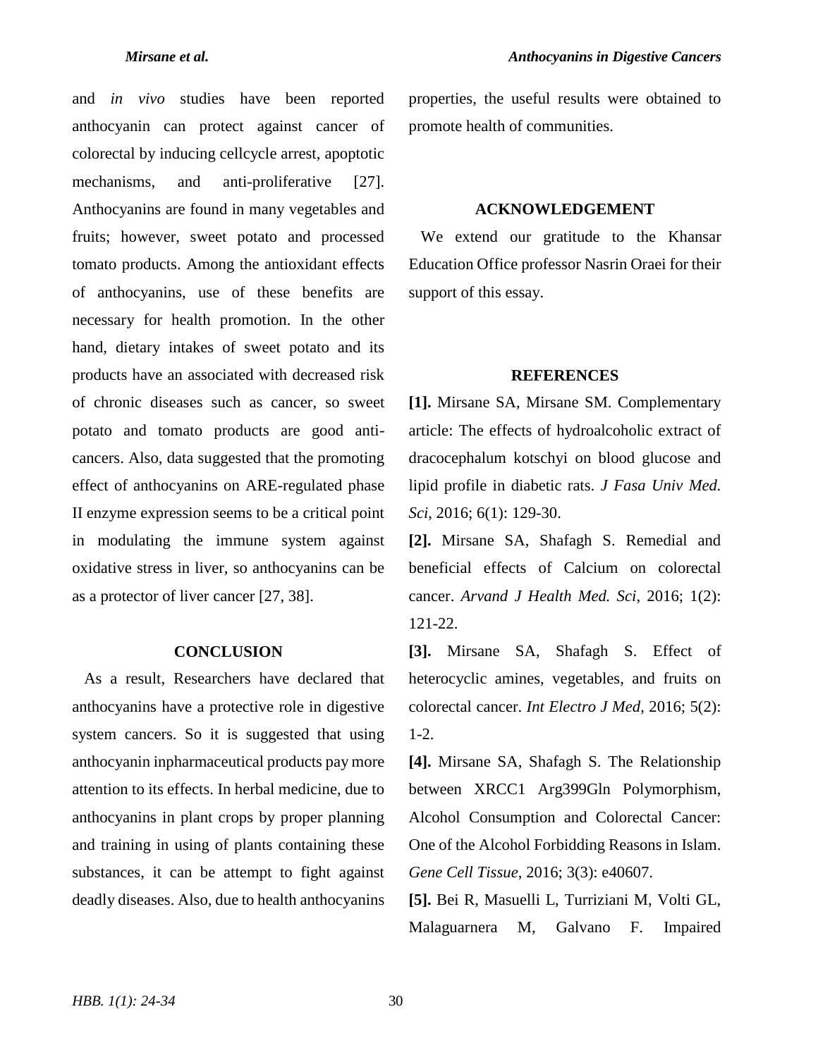and *in vivo* studies have been reported anthocyanin can protect against cancer of colorectal by inducing cellcycle arrest, apoptotic mechanisms, and anti-proliferative [27]. Anthocyanins are found in many vegetables and fruits; however, sweet potato and processed tomato products. Among the antioxidant effects of anthocyanins, use of these benefits are necessary for health promotion. In the other hand, dietary intakes of sweet potato and its products have an associated with decreased risk of chronic diseases such as cancer, so sweet potato and tomato products are good anti-cancers. Also, data suggested that the promoting effect of anthocyanins on ARE-regulated phase II enzyme expression seems to be a critical point in modulating the immune system against oxidative stress in liver, so anthocyanins can be as a protector of liver cancer [27, 38].

## CONCLUSION

As a result, Researchers have declared that anthocyanins have a protective role in digestive system cancers. So it is suggested that using anthocyanin inpharmaceutical products pay more attention to its effects. In herbal medicine, due to anthocyanins in plant crops by proper planning and training in using of plants containing these substances, it can be attempt to fight against deadly diseases. Also, due to health anthocyanins properties, the useful results were obtained to promote health of communities.

## ACKNOWLEDGEMENT

We extend our gratitude to the Khansar Education Office professor Nasrin Oraei for their support of this essay.

## REFERENCES

**[1].** Mirsane SA, Mirsane SM. Complementary article: The effects of hydroalcoholic extract of dracocephalum kotschyi on blood glucose and lipid profile in diabetic rats. *J Fasa Univ Med. Sci*, 2016; 6(1): 129-30.

**[2].** Mirsane SA, Shafagh S. Remedial and beneficial effects of Calcium on colorectal cancer. *Arvand J Health Med. Sci*, 2016; 1(2): 121-22.

**[3].** Mirsane SA, Shafagh S. Effect of heterocyclic amines, vegetables, and fruits on colorectal cancer. *Int Electro J Med*, 2016; 5(2): 1-2.

**[4].** Mirsane SA, Shafagh S. The Relationship between XRCC1 Arg399Gln Polymorphism, Alcohol Consumption and Colorectal Cancer: One of the Alcohol Forbidding Reasons in Islam. *Gene Cell Tissue*, 2016; 3(3): e40607.

**[5].** Bei R, Masuelli L, Turriziani M, Volti GL, Malaguarnera M, Galvano F. Impaired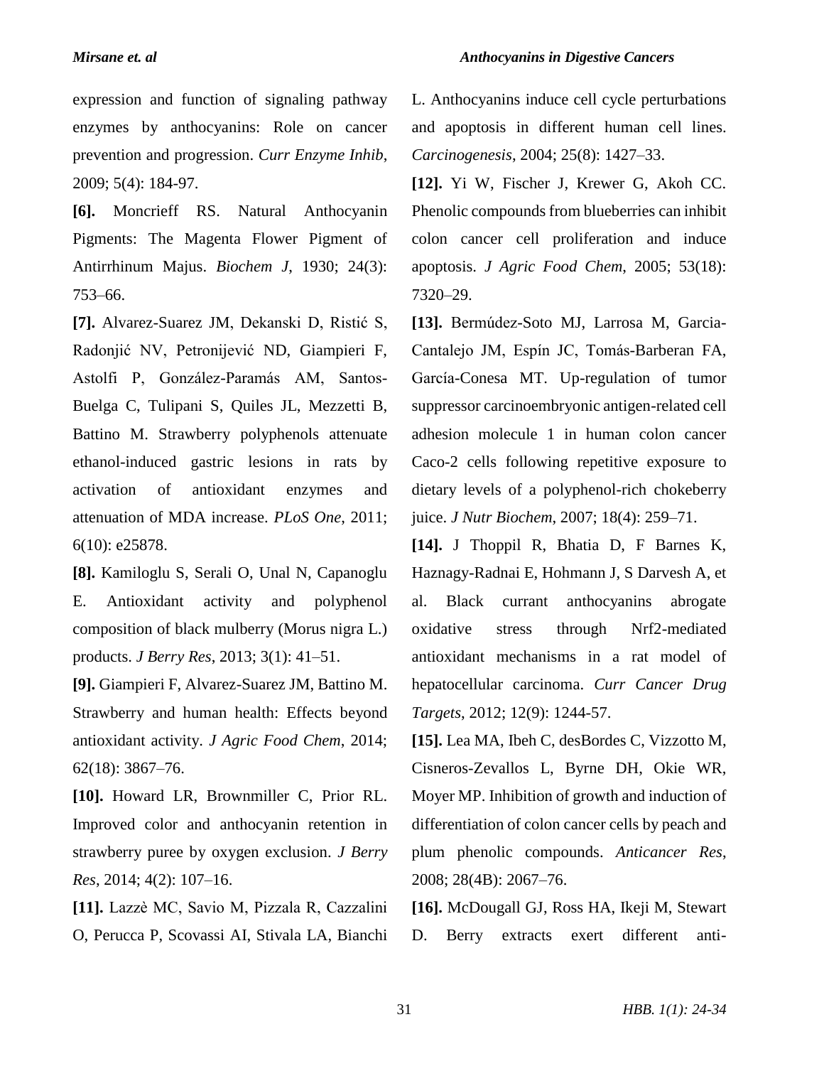expression and function of signaling pathway enzymes by anthocyanins: Role on cancer prevention and progression. *Curr Enzyme Inhib*, 2009; 5(4): 184-97.

**[6].** Moncrieff RS. Natural Anthocyanin Pigments: The Magenta Flower Pigment of Antirrhinum Majus. *Biochem J*, 1930; 24(3): 753–66.

**[7].** Alvarez-Suarez JM, Dekanski D, Ristić S, Radonjić NV, Petronijević ND, Giampieri F, Astolfi P, González-Paramás AM, Santos-Buelga C, Tulipani S, Quiles JL, Mezzetti B, Battino M. Strawberry polyphenols attenuate ethanol-induced gastric lesions in rats by activation of antioxidant enzymes and attenuation of MDA increase. *PLoS One*, 2011; 6(10): e25878.

**[8].** Kamiloglu S, Serali O, Unal N, Capanoglu E. Antioxidant activity and polyphenol composition of black mulberry (Morus nigra L.) products. *J Berry Res*, 2013; 3(1): 41–51.

**[9].** Giampieri F, Alvarez-Suarez JM, Battino M. Strawberry and human health: Effects beyond antioxidant activity. *J Agric Food Chem*, 2014; 62(18): 3867–76.

**[10].** Howard LR, Brownmiller C, Prior RL. Improved color and anthocyanin retention in strawberry puree by oxygen exclusion. *J Berry Res*, 2014; 4(2): 107–16.

**[11].** Lazzè MC, Savio M, Pizzala R, Cazzalini O, Perucca P, Scovassi AI, Stivala LA, Bianchi L. Anthocyanins induce cell cycle perturbations and apoptosis in different human cell lines. *Carcinogenesis*, 2004; 25(8): 1427–33.

**[12].** Yi W, Fischer J, Krewer G, Akoh CC. Phenolic compounds from blueberries can inhibit colon cancer cell proliferation and induce apoptosis. *J Agric Food Chem*, 2005; 53(18): 7320–29.

**[13].** Bermúdez-Soto MJ, Larrosa M, Garcia-Cantalejo JM, Espín JC, Tomás-Barberan FA, García-Conesa MT. Up-regulation of tumor suppressor carcinoembryonic antigen-related cell adhesion molecule 1 in human colon cancer Caco-2 cells following repetitive exposure to dietary levels of a polyphenol-rich chokeberry juice. *J Nutr Biochem*, 2007; 18(4): 259–71.

**[14].** J Thoppil R, Bhatia D, F Barnes K, Haznagy-Radnai E, Hohmann J, S Darvesh A, et al. Black currant anthocyanins abrogate oxidative stress through Nrf2-mediated antioxidant mechanisms in a rat model of hepatocellular carcinoma. *Curr Cancer Drug Targets*, 2012; 12(9): 1244-57.

**[15].** Lea MA, Ibeh C, desBordes C, Vizzotto M, Cisneros-Zevallos L, Byrne DH, Okie WR, Moyer MP. Inhibition of growth and induction of differentiation of colon cancer cells by peach and plum phenolic compounds. *Anticancer Res*, 2008; 28(4B): 2067–76.

**[16].** McDougall GJ, Ross HA, Ikeji M, Stewart D. Berry extracts exert different anti-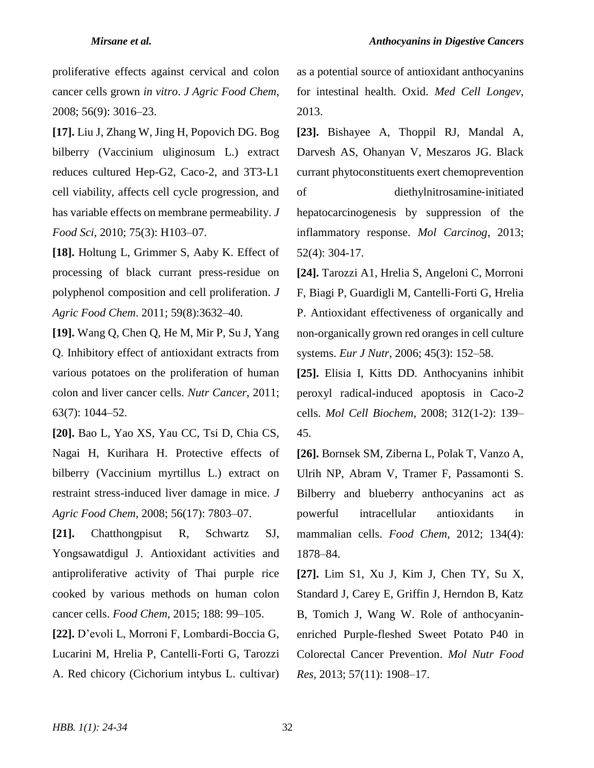proliferative effects against cervical and colon cancer cells grown *in vitro*. *J Agric Food Chem*, 2008; 56(9): 3016–23.

**[17].** Liu J, Zhang W, Jing H, Popovich DG. Bog bilberry (Vaccinium uliginosum L.) extract reduces cultured Hep-G2, Caco-2, and 3T3-L1 cell viability, affects cell cycle progression, and has variable effects on membrane permeability. *J Food Sci*, 2010; 75(3): H103–07.

**[18].** Holtung L, Grimmer S, Aaby K. Effect of processing of black currant press-residue on polyphenol composition and cell proliferation. *J Agric Food Chem*. 2011; 59(8):3632–40.

**[19].** Wang Q, Chen Q, He M, Mir P, Su J, Yang Q. Inhibitory effect of antioxidant extracts from various potatoes on the proliferation of human colon and liver cancer cells. *Nutr Cancer*, 2011; 63(7): 1044–52.

**[20].** Bao L, Yao XS, Yau CC, Tsi D, Chia CS, Nagai H, Kurihara H. Protective effects of bilberry (Vaccinium myrtillus L.) extract on restraint stress-induced liver damage in mice. *J Agric Food Chem*, 2008; 56(17): 7803–07.

**[21].** Chatthongpisut R, Schwartz SJ, Yongsawatdigul J. Antioxidant activities and antiproliferative activity of Thai purple rice cooked by various methods on human colon cancer cells. *Food Chem*, 2015; 188: 99–105.

**[22].** D'evoli L, Morroni F, Lombardi-Boccia G, Lucarini M, Hrelia P, Cantelli-Forti G, Tarozzi A. Red chicory (Cichorium intybus L. cultivar) as a potential source of antioxidant anthocyanins for intestinal health. Oxid. *Med Cell Longev*, 2013.

**[23].** Bishayee A, Thoppil RJ, Mandal A, Darvesh AS, Ohanyan V, Meszaros JG. Black currant phytoconstituents exert chemoprevention of diethylnitrosamine-initiated hepatocarcinogenesis by suppression of the inflammatory response. *Mol Carcinog*, 2013; 52(4): 304-17.

**[24].** Tarozzi A1, Hrelia S, Angeloni C, Morroni F, Biagi P, Guardigli M, Cantelli-Forti G, Hrelia P. Antioxidant effectiveness of organically and non-organically grown red oranges in cell culture systems. *Eur J Nutr*, 2006; 45(3): 152–58.

**[25].** Elisia I, Kitts DD. Anthocyanins inhibit peroxyl radical-induced apoptosis in Caco-2 cells. *Mol Cell Biochem*, 2008; 312(1-2): 139–45.

**[26].** Bornsek SM, Ziberna L, Polak T, Vanzo A, Ulrih NP, Abram V, Tramer F, Passamonti S. Bilberry and blueberry anthocyanins act as powerful intracellular antioxidants in mammalian cells. *Food Chem*, 2012; 134(4): 1878–84.

**[27].** Lim S1, Xu J, Kim J, Chen TY, Su X, Standard J, Carey E, Griffin J, Herndon B, Katz B, Tomich J, Wang W. Role of anthocyanin-enriched Purple-fleshed Sweet Potato P40 in Colorectal Cancer Prevention. *Mol Nutr Food Res*, 2013; 57(11): 1908–17.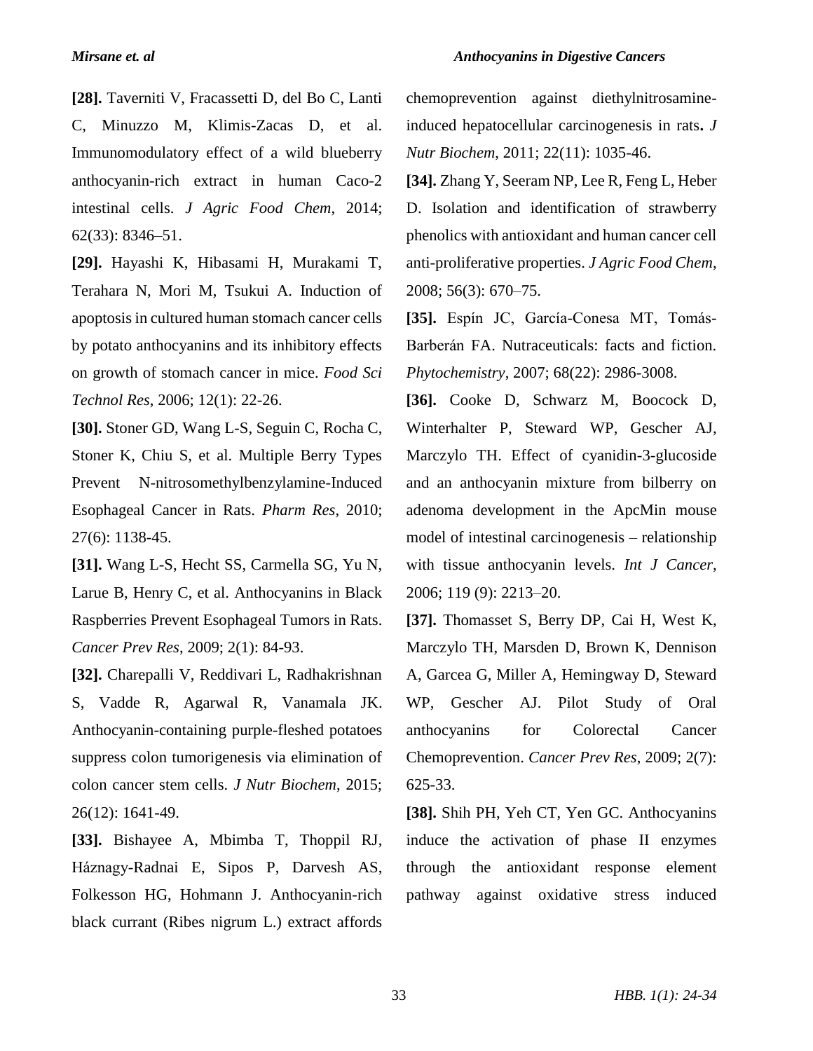**[28].** Taverniti V, Fracassetti D, del Bo C, Lanti C, Minuzzo M, Klimis-Zacas D, et al. Immunomodulatory effect of a wild blueberry anthocyanin-rich extract in human Caco-2 intestinal cells. *J Agric Food Chem*, 2014; 62(33): 8346–51.

**[29].** Hayashi K, Hibasami H, Murakami T, Terahara N, Mori M, Tsukui A. Induction of apoptosis in cultured human stomach cancer cells by potato anthocyanins and its inhibitory effects on growth of stomach cancer in mice. *Food Sci Technol Res*, 2006; 12(1): 22-26.

**[30].** Stoner GD, Wang L-S, Seguin C, Rocha C, Stoner K, Chiu S, et al. Multiple Berry Types Prevent N-nitrosomethylbenzylamine-Induced Esophageal Cancer in Rats. *Pharm Res*, 2010; 27(6): 1138-45.

**[31].** Wang L-S, Hecht SS, Carmella SG, Yu N, Larue B, Henry C, et al. Anthocyanins in Black Raspberries Prevent Esophageal Tumors in Rats. *Cancer Prev Res*, 2009; 2(1): 84-93.

**[32].** Charepalli V, Reddivari L, Radhakrishnan S, Vadde R, Agarwal R, Vanamala JK. Anthocyanin-containing purple-fleshed potatoes suppress colon tumorigenesis via elimination of colon cancer stem cells. *J Nutr Biochem*, 2015; 26(12): 1641-49.

**[33].** Bishayee A, Mbimba T, Thoppil RJ, Háznagy-Radnai E, Sipos P, Darvesh AS, Folkesson HG, Hohmann J. Anthocyanin-rich black currant (Ribes nigrum L.) extract affords chemoprevention against diethylnitrosamine-induced hepatocellular carcinogenesis in rats**.** *J Nutr Biochem*, 2011; 22(11): 1035-46.

**[34].** Zhang Y, Seeram NP, Lee R, Feng L, Heber D. Isolation and identification of strawberry phenolics with antioxidant and human cancer cell anti-proliferative properties. *J Agric Food Chem*, 2008; 56(3): 670–75.

**[35].** Espín JC, García-Conesa MT, Tomás-Barberán FA. Nutraceuticals: facts and fiction. *Phytochemistry*, 2007; 68(22): 2986-3008.

**[36].** Cooke D, Schwarz M, Boocock D, Winterhalter P, Steward WP, Gescher AJ, Marczylo TH. Effect of cyanidin-3-glucoside and an anthocyanin mixture from bilberry on adenoma development in the ApcMin mouse model of intestinal carcinogenesis – relationship with tissue anthocyanin levels. *Int J Cancer*, 2006; 119 (9): 2213–20.

**[37].** Thomasset S, Berry DP, Cai H, West K, Marczylo TH, Marsden D, Brown K, Dennison A, Garcea G, Miller A, Hemingway D, Steward WP, Gescher AJ. Pilot Study of Oral anthocyanins for Colorectal Cancer Chemoprevention. *Cancer Prev Res*, 2009; 2(7): 625-33.

**[38].** Shih PH, Yeh CT, Yen GC. Anthocyanins induce the activation of phase II enzymes through the antioxidant response element pathway against oxidative stress induced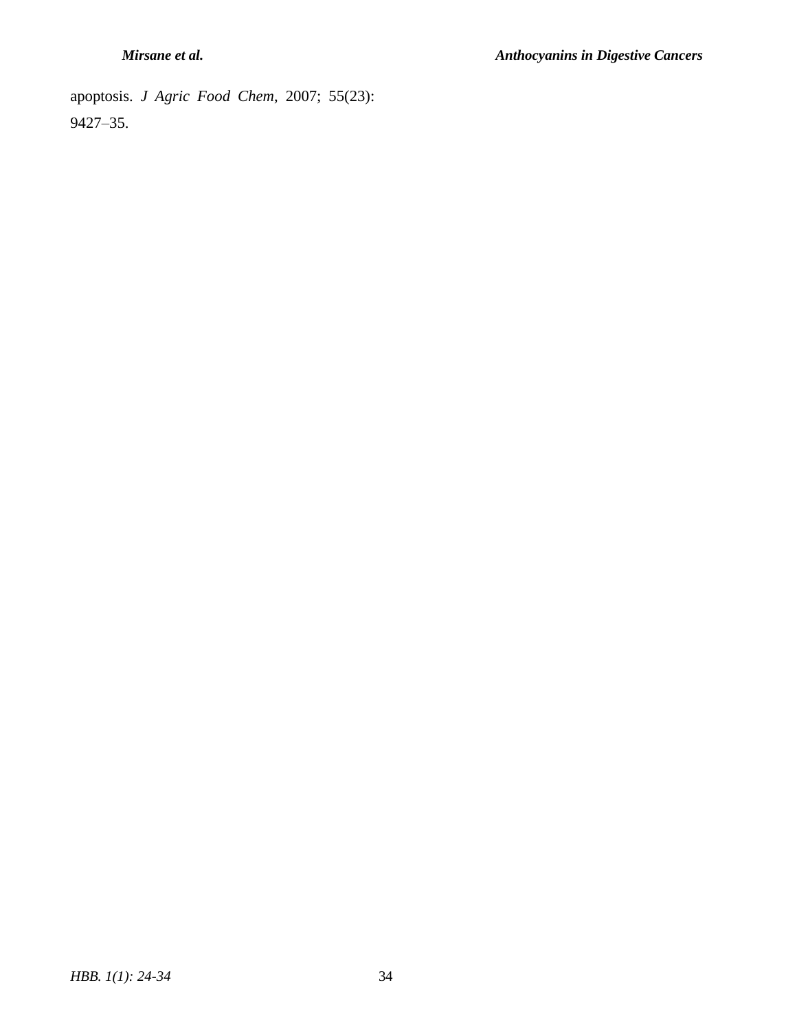apoptosis. *J Agric Food Chem*, 2007; 55(23): 9427–35.